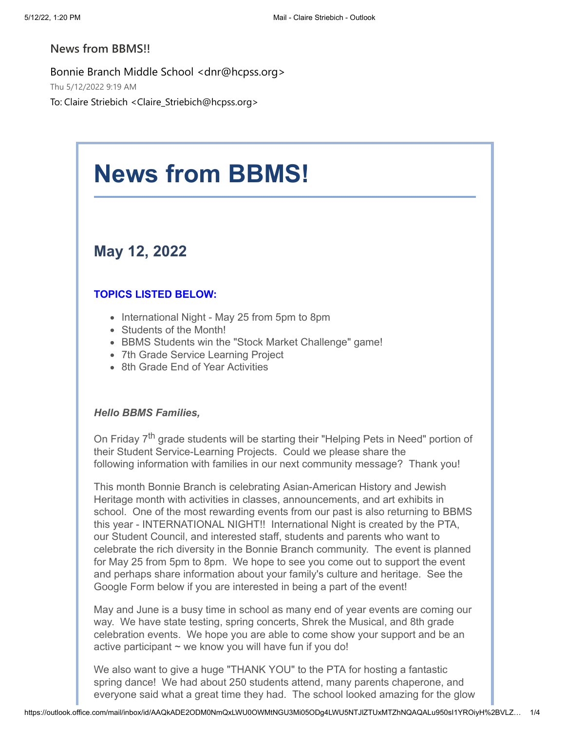News from BBMS!!

Bonnie Branch Middle School <dnr@hcpss.org>

Thu 5/12/2022 9:19 AM

To: Claire Striebich <Claire_Striebich@hcpss.org>

# News from BBMS!

## May 12, 2022

**TOPICS LISTED BELOW:**

- International Night - May 25 from 5pm to 8pm
- Students of the Month!
- BBMS Students win the "Stock Market Challenge" game!
- 7th Grade Service Learning Project
- 8th Grade End of Year Activities

***Hello BBMS Families,***

On Friday 7th grade students will be starting their "Helping Pets in Need" portion of their Student Service-Learning Projects. Could we please share the following information with families in our next community message? Thank you!

This month Bonnie Branch is celebrating Asian-American History and Jewish Heritage month with activities in classes, announcements, and art exhibits in school. One of the most rewarding events from our past is also returning to BBMS this year - INTERNATIONAL NIGHT!! International Night is created by the PTA, our Student Council, and interested staff, students and parents who want to celebrate the rich diversity in the Bonnie Branch community. The event is planned for May 25 from 5pm to 8pm. We hope to see you come out to support the event and perhaps share information about your family's culture and heritage. See the Google Form below if you are interested in being a part of the event!

May and June is a busy time in school as many end of year events are coming our way. We have state testing, spring concerts, Shrek the Musical, and 8th grade celebration events. We hope you are able to come show your support and be an active participant ~ we know you will have fun if you do!

We also want to give a huge "THANK YOU" to the PTA for hosting a fantastic spring dance! We had about 250 students attend, many parents chaperone, and everyone said what a great time they had. The school looked amazing for the glow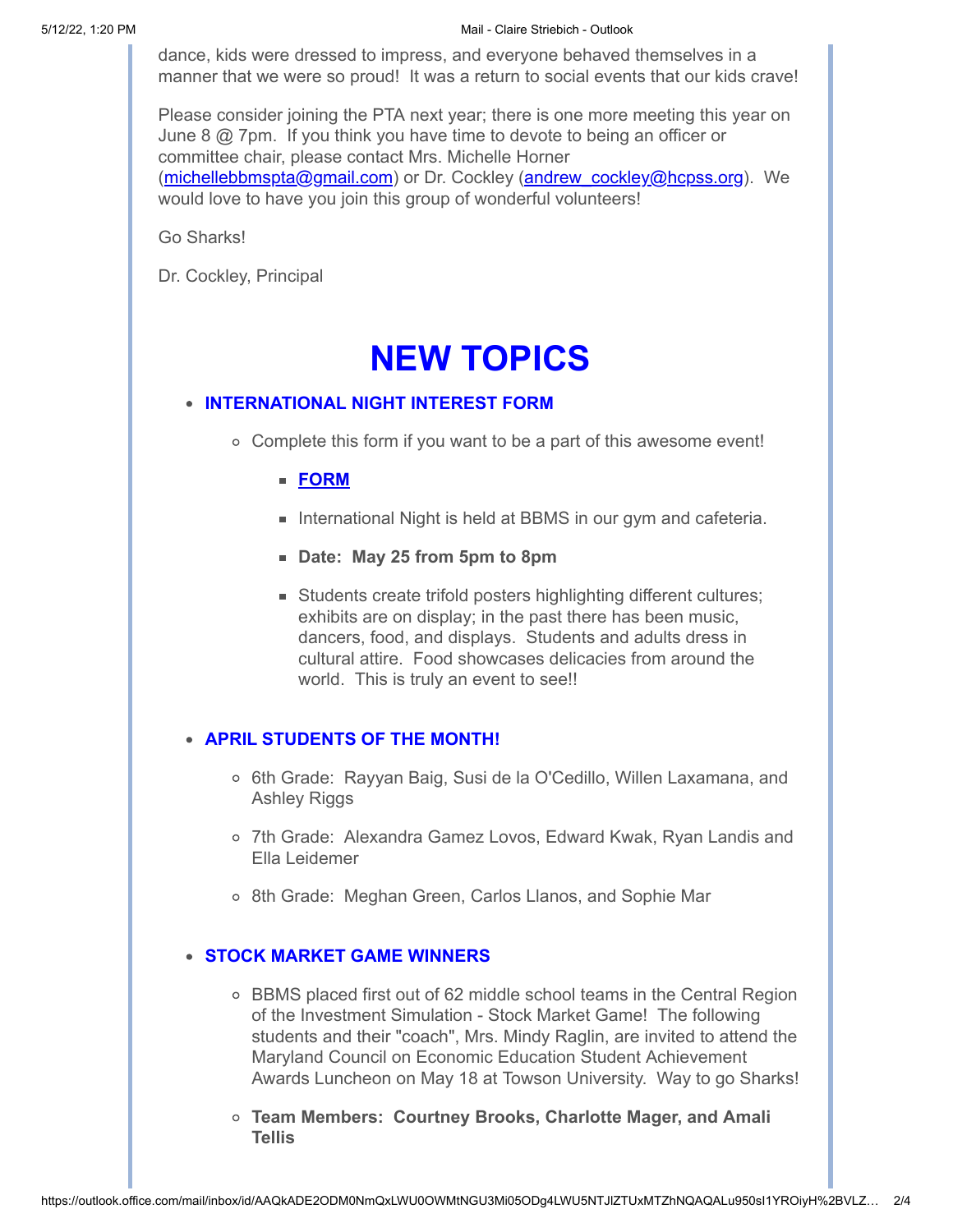dance, kids were dressed to impress, and everyone behaved themselves in a manner that we were so proud! It was a return to social events that our kids crave!

Please consider joining the PTA next year; there is one more meeting this year on June 8 @ 7pm. If you think you have time to devote to being an officer or committee chair, please contact Mrs. Michelle Horner (michellebbmspta@gmail.com) or Dr. Cockley (andrew_cockley@hcpss.org). We would love to have you join this group of wonderful volunteers!

Go Sharks!

Dr. Cockley, Principal

# NEW TOPICS

- **INTERNATIONAL NIGHT INTEREST FORM**
  - Complete this form if you want to be a part of this awesome event!
    - **FORM**
    - International Night is held at BBMS in our gym and cafeteria.
    - **Date: May 25 from 5pm to 8pm**
    - Students create trifold posters highlighting different cultures; exhibits are on display; in the past there has been music, dancers, food, and displays. Students and adults dress in cultural attire. Food showcases delicacies from around the world. This is truly an event to see!!

- **APRIL STUDENTS OF THE MONTH!**
  - 6th Grade: Rayyan Baig, Susi de la O'Cedillo, Willen Laxamana, and Ashley Riggs
  - 7th Grade: Alexandra Gamez Lovos, Edward Kwak, Ryan Landis and Ella Leidemer
  - 8th Grade: Meghan Green, Carlos Llanos, and Sophie Mar

- **STOCK MARKET GAME WINNERS**
  - BBMS placed first out of 62 middle school teams in the Central Region of the Investment Simulation - Stock Market Game! The following students and their "coach", Mrs. Mindy Raglin, are invited to attend the Maryland Council on Economic Education Student Achievement Awards Luncheon on May 18 at Towson University. Way to go Sharks!
  - **Team Members: Courtney Brooks, Charlotte Mager, and Amali Tellis**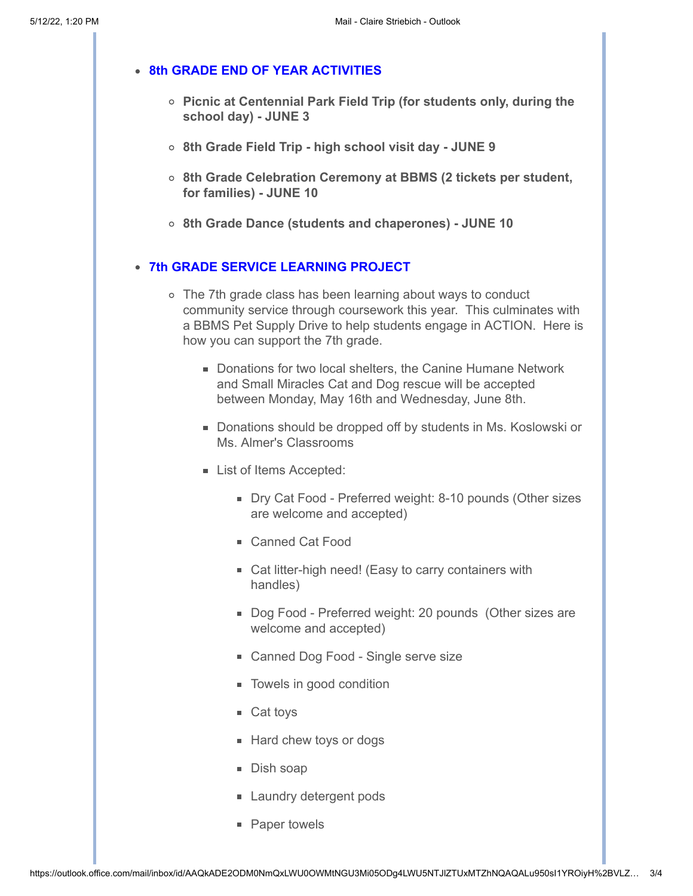- **8th GRADE END OF YEAR ACTIVITIES**
  - **Picnic at Centennial Park Field Trip (for students only, during the school day) - JUNE 3**
  - **8th Grade Field Trip - high school visit day - JUNE 9**
  - **8th Grade Celebration Ceremony at BBMS (2 tickets per student, for families) - JUNE 10**
  - **8th Grade Dance (students and chaperones) - JUNE 10**

- **7th GRADE SERVICE LEARNING PROJECT**
  - The 7th grade class has been learning about ways to conduct community service through coursework this year. This culminates with a BBMS Pet Supply Drive to help students engage in ACTION. Here is how you can support the 7th grade.
    - Donations for two local shelters, the Canine Humane Network and Small Miracles Cat and Dog rescue will be accepted between Monday, May 16th and Wednesday, June 8th.
    - Donations should be dropped off by students in Ms. Koslowski or Ms. Almer's Classrooms
    - List of Items Accepted:
      - Dry Cat Food - Preferred weight: 8-10 pounds (Other sizes are welcome and accepted)
      - Canned Cat Food
      - Cat litter-high need! (Easy to carry containers with handles)
      - Dog Food - Preferred weight: 20 pounds (Other sizes are welcome and accepted)
      - Canned Dog Food - Single serve size
      - Towels in good condition
      - Cat toys
      - Hard chew toys or dogs
      - Dish soap
      - Laundry detergent pods
      - Paper towels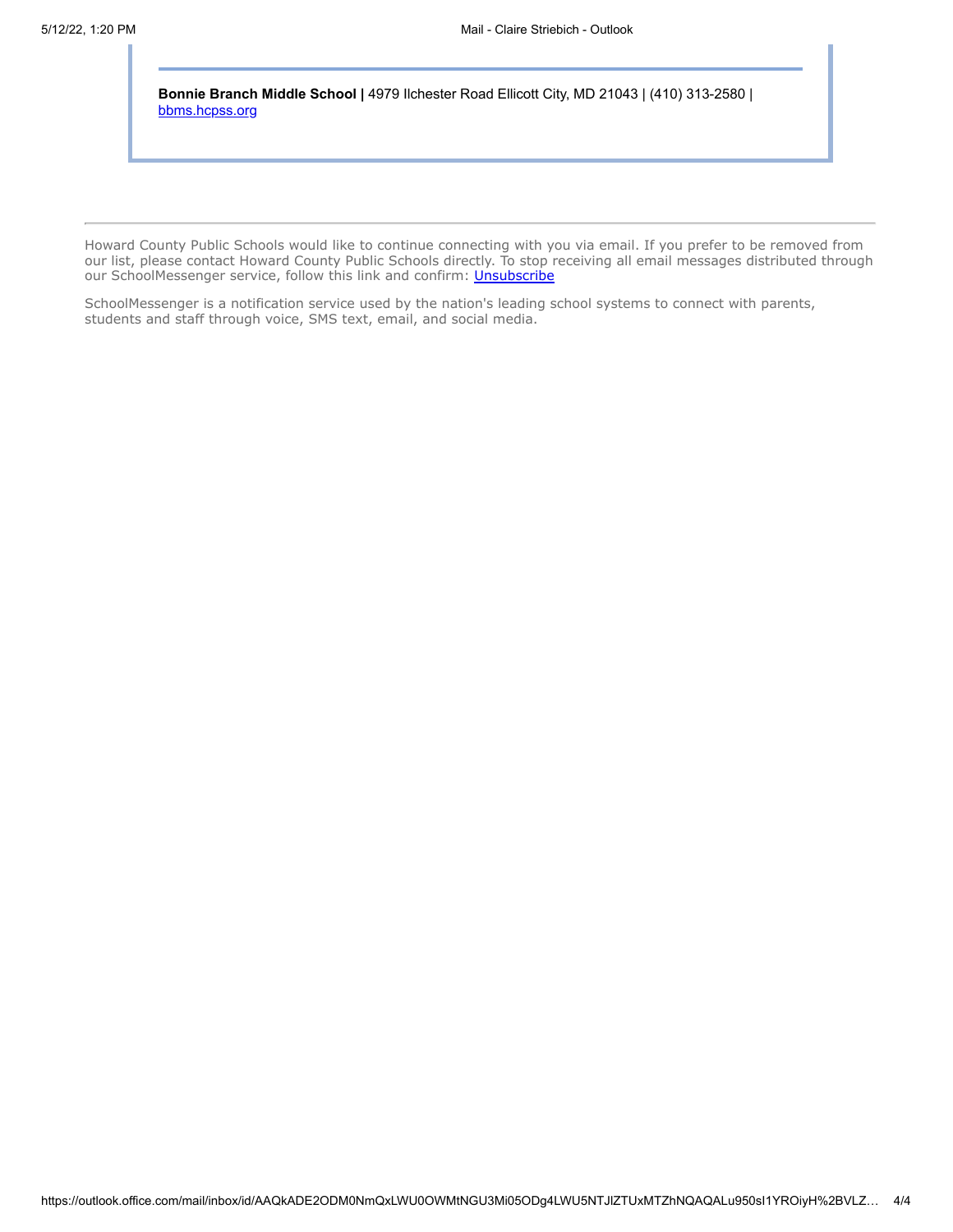**Bonnie Branch Middle School |** 4979 Ilchester Road Ellicott City, MD 21043 | (410) 313-2580 | bbms.hcpss.org

---

Howard County Public Schools would like to continue connecting with you via email. If you prefer to be removed from our list, please contact Howard County Public Schools directly. To stop receiving all email messages distributed through our SchoolMessenger service, follow this link and confirm: Unsubscribe

SchoolMessenger is a notification service used by the nation's leading school systems to connect with parents, students and staff through voice, SMS text, email, and social media.